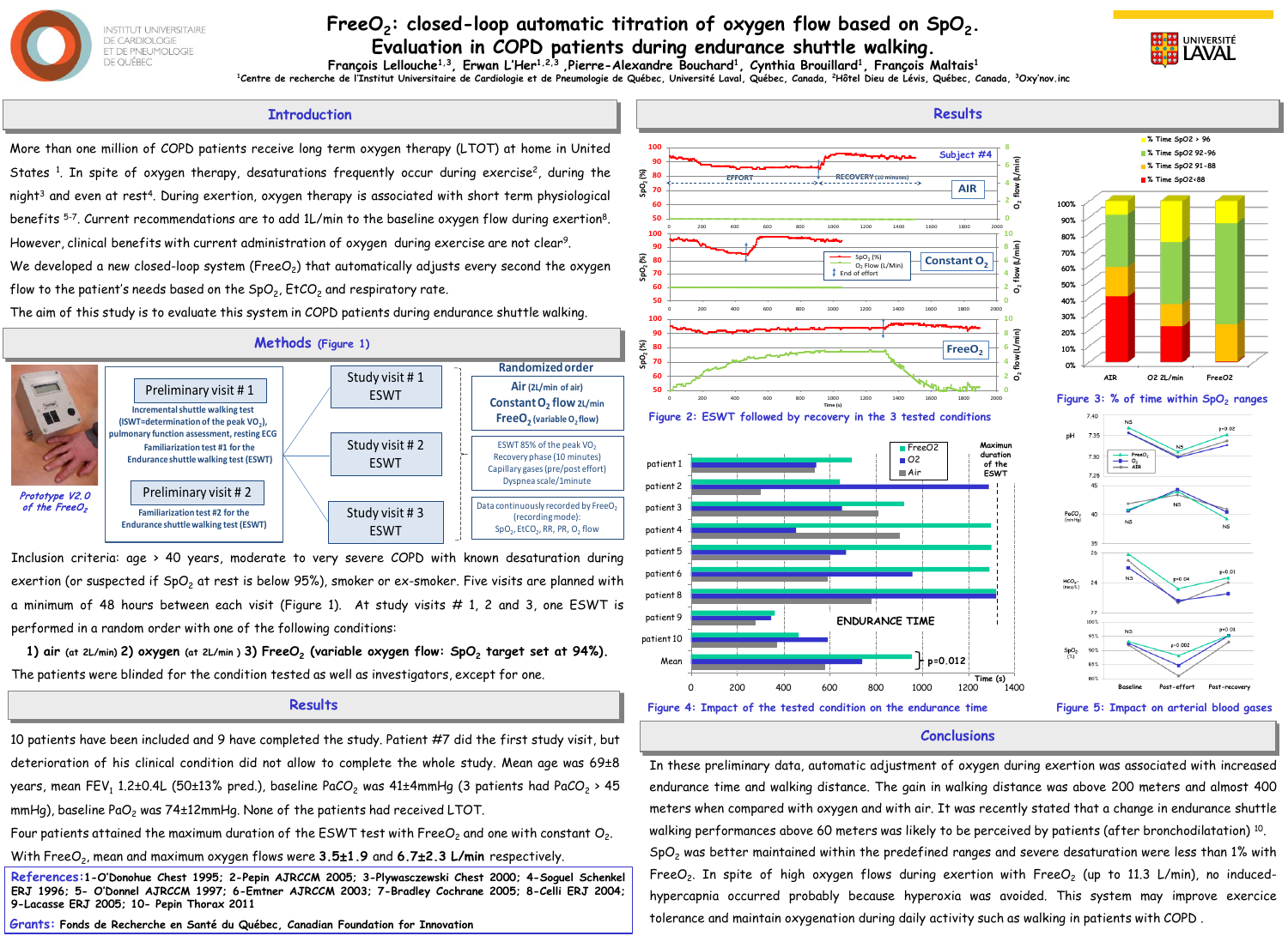# FreeO$_2$: closed-loop automatic titration of oxygen flow based on SpO$_2$. Evaluation in COPD patients during endurance shuttle walking.

François Lellouche[1,3], Erwan L'Her[1,2,3], Pierre-Alexandre Bouchard[1], Cynthia Brouillard[1], François Maltais[1]

[1]Centre de recherche de l'Institut Universitaire de Cardiologie et de Pneumologie de Québec, Université Laval, Québec, Canada, [2]Hôtel Dieu de Lévis, Québec, Canada, [3]Oxy'nov.inc

## Introduction

More than one million of COPD patients receive long term oxygen therapy (LTOT) at home in United States [1]. In spite of oxygen therapy, desaturations frequently occur during exercise[2], during the night[3] and even at rest[4]. During exertion, oxygen therapy is associated with short term physiological benefits [5-7]. Current recommendations are to add 1L/min to the baseline oxygen flow during exertion[8]. However, clinical benefits with current administration of oxygen during exercise are not clear[9].

We developed a new closed-loop system (FreeO$_2$) that automatically adjusts every second the oxygen flow to the patient's needs based on the SpO$_2$, EtCO$_2$ and respiratory rate.

The aim of this study is to evaluate this system in COPD patients during endurance shuttle walking.

## Methods (Figure 1)

*Prototype V2.0 of the FreeO$_2$*

- **Preliminary visit # 1**: Incremental shuttle walking test (ISWT=determination of the peak VO$_2$), pulmonary function assessment, resting ECG. Familiarization test #1 for the Endurance shuttle walking test (ESWT)
- **Preliminary visit # 2**: Familiarization test #2 for the Endurance shuttle walking test (ESWT)
- **Study visit # 1** ESWT
- **Study visit # 2** ESWT
- **Study visit # 3** ESWT

**Randomized order**
- Air (2L/min of air)
- Constant O$_2$ flow 2L/min
- FreeO$_2$ (variable O$_2$ flow)

ESWT 85% of the peak VO$_2$; Recovery phase (10 minutes); Capillary gases (pre/post effort); Dyspnea scale/1minute

Data continuously recorded by FreeO$_2$ (recording mode): SpO$_2$, EtCO$_2$, RR, PR, O$_2$ flow

Inclusion criteria: age > 40 years, moderate to very severe COPD with known desaturation during exertion (or suspected if SpO$_2$ at rest is below 95%), smoker or ex-smoker. Five visits are planned with a minimum of 48 hours between each visit (Figure 1). At study visits # 1, 2 and 3, one ESWT is performed in a random order with one of the following conditions:

**1) air** (at 2L/min) **2) oxygen** (at 2L/min) **3) FreeO$_2$ (variable oxygen flow: SpO$_2$ target set at 94%).**

The patients were blinded for the condition tested as well as investigators, except for one.

## Results

10 patients have been included and 9 have completed the study. Patient #7 did the first study visit, but deterioration of his clinical condition did not allow to complete the whole study. Mean age was 69±8 years, mean FEV$_1$ 1.2±0.4L (50±13% pred.), baseline PaCO$_2$ was 41±4mmHg (3 patients had PaCO$_2$ > 45 mmHg), baseline PaO$_2$ was 74±12mmHg. None of the patients had received LTOT.

Four patients attained the maximum duration of the ESWT test with FreeO$_2$ and one with constant O$_2$.

With FreeO$_2$, mean and maximum oxygen flows were **3.5±1.9** and **6.7±2.3 L/min** respectively.

Figure 2: ESWT followed by recovery in the 3 tested conditions

Figure 3: % of time within SpO$_2$ ranges

Figure 4: Impact of the tested condition on the endurance time

Figure 5: Impact on arterial blood gases

## Conclusions

In these preliminary data, automatic adjustment of oxygen during exertion was associated with increased endurance time and walking distance. The gain in walking distance was above 200 meters and almost 400 meters when compared with oxygen and with air. It was recently stated that a change in endurance shuttle walking performances above 60 meters was likely to be perceived by patients (after bronchodilatation) [10].

SpO$_2$ was better maintained within the predefined ranges and severe desaturation were less than 1% with FreeO$_2$. In spite of high oxygen flows during exertion with FreeO$_2$ (up to 11.3 L/min), no induced-hypercapnia occurred probably because hyperoxia was avoided. This system may improve exercice tolerance and maintain oxygenation during daily activity such as walking in patients with COPD .

**References:** 1-O'Donohue Chest 1995; 2-Pepin AJRCCM 2005; 3-Plywaszewski Chest 2000; 4-Soguel Schenkel ERJ 1996; 5- O'Donnel AJRCCM 1997; 6-Emtner AJRCCM 2003; 7-Bradley Cochrane 2005; 8-Celli ERJ 2004; 9-Lacasse ERJ 2005; 10- Pepin Thorax 2011

**Grants:** Fonds de Recherche en Santé du Québec, Canadian Foundation for Innovation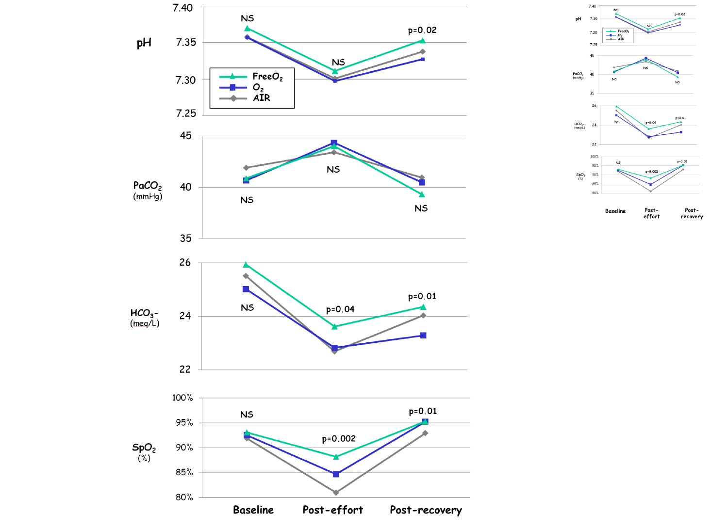pH

7.40

7.35

7.30

7.25

NS

NS

p=0.02

$FreeO_2$

$O_2$

AIR

$PaCO_2$ (mmHg)

45

40

35

NS

NS

NS

$HCO_3$- (meq/L)

26

24

22

NS

p=0.04

p=0.01

$SpO_2$ (%)

100%

95%

90%

85%

80%

NS

p=0.002

p=0.01

Baseline

Post-effort

Post-recovery